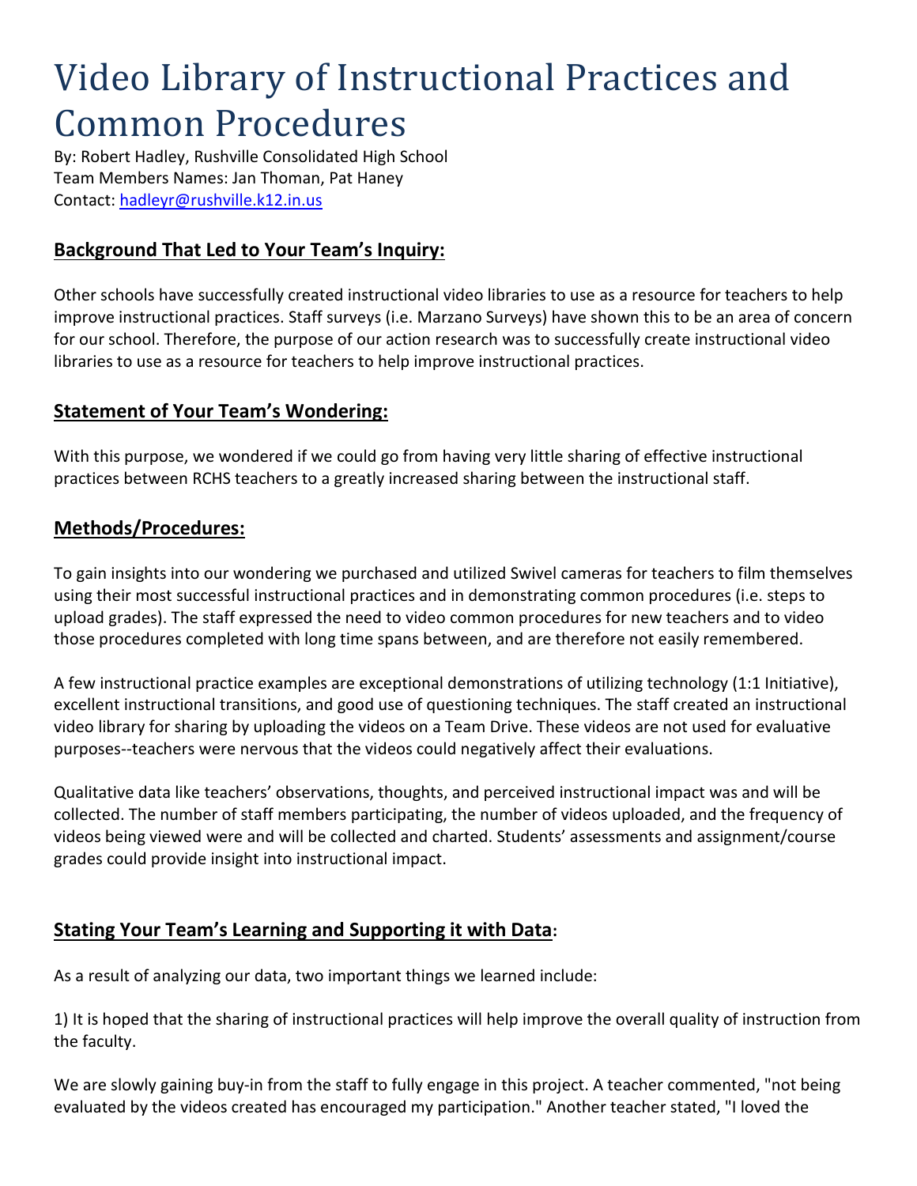# Video Library of Instructional Practices and Common Procedures

By: Robert Hadley, Rushville Consolidated High School
Team Members Names: Jan Thoman, Pat Haney
Contact: hadleyr@rushville.k12.in.us

## Background That Led to Your Team's Inquiry:

Other schools have successfully created instructional video libraries to use as a resource for teachers to help improve instructional practices. Staff surveys (i.e. Marzano Surveys) have shown this to be an area of concern for our school. Therefore, the purpose of our action research was to successfully create instructional video libraries to use as a resource for teachers to help improve instructional practices.

## Statement of Your Team's Wondering:

With this purpose, we wondered if we could go from having very little sharing of effective instructional practices between RCHS teachers to a greatly increased sharing between the instructional staff.

## Methods/Procedures:

To gain insights into our wondering we purchased and utilized Swivel cameras for teachers to film themselves using their most successful instructional practices and in demonstrating common procedures (i.e. steps to upload grades). The staff expressed the need to video common procedures for new teachers and to video those procedures completed with long time spans between, and are therefore not easily remembered.

A few instructional practice examples are exceptional demonstrations of utilizing technology (1:1 Initiative), excellent instructional transitions, and good use of questioning techniques. The staff created an instructional video library for sharing by uploading the videos on a Team Drive. These videos are not used for evaluative purposes--teachers were nervous that the videos could negatively affect their evaluations.

Qualitative data like teachers' observations, thoughts, and perceived instructional impact was and will be collected. The number of staff members participating, the number of videos uploaded, and the frequency of videos being viewed were and will be collected and charted. Students' assessments and assignment/course grades could provide insight into instructional impact.

## Stating Your Team's Learning and Supporting it with Data:

As a result of analyzing our data, two important things we learned include:

1) It is hoped that the sharing of instructional practices will help improve the overall quality of instruction from the faculty.

We are slowly gaining buy-in from the staff to fully engage in this project. A teacher commented, "not being evaluated by the videos created has encouraged my participation." Another teacher stated, "I loved the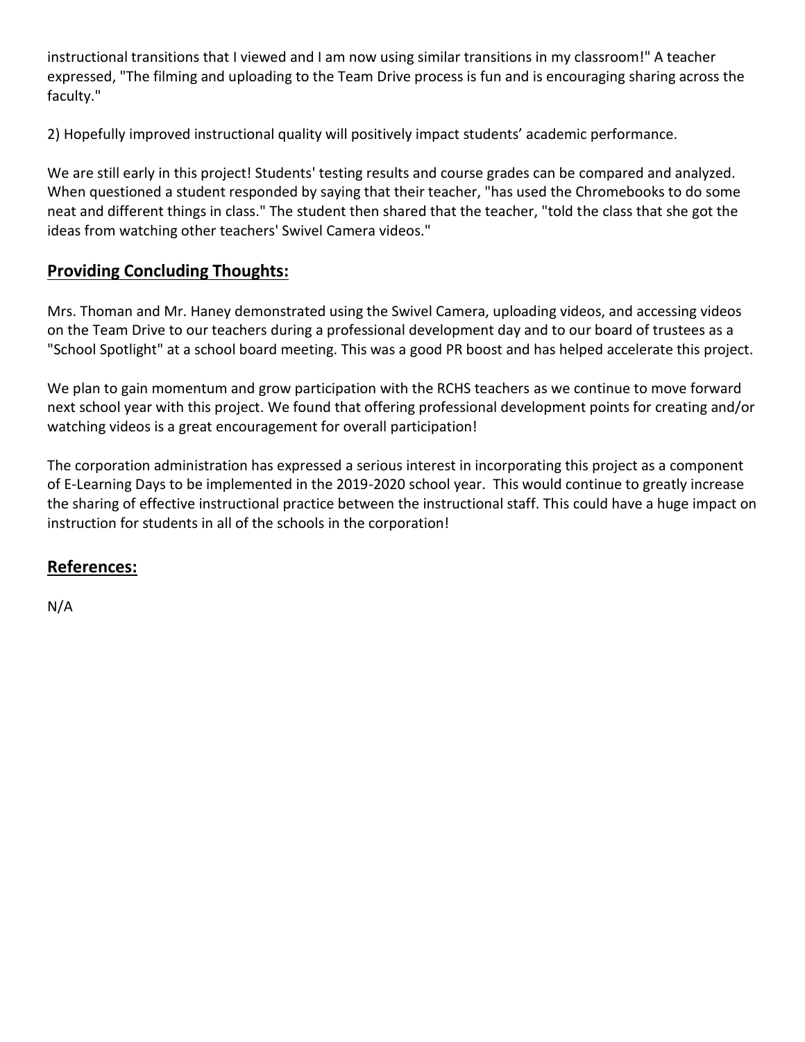instructional transitions that I viewed and I am now using similar transitions in my classroom!" A teacher expressed, "The filming and uploading to the Team Drive process is fun and is encouraging sharing across the faculty."

2) Hopefully improved instructional quality will positively impact students' academic performance.

We are still early in this project! Students' testing results and course grades can be compared and analyzed. When questioned a student responded by saying that their teacher, "has used the Chromebooks to do some neat and different things in class." The student then shared that the teacher, "told the class that she got the ideas from watching other teachers' Swivel Camera videos."

## **Providing Concluding Thoughts:**

Mrs. Thoman and Mr. Haney demonstrated using the Swivel Camera, uploading videos, and accessing videos on the Team Drive to our teachers during a professional development day and to our board of trustees as a "School Spotlight" at a school board meeting. This was a good PR boost and has helped accelerate this project.

We plan to gain momentum and grow participation with the RCHS teachers as we continue to move forward next school year with this project. We found that offering professional development points for creating and/or watching videos is a great encouragement for overall participation!

The corporation administration has expressed a serious interest in incorporating this project as a component of E-Learning Days to be implemented in the 2019-2020 school year. This would continue to greatly increase the sharing of effective instructional practice between the instructional staff. This could have a huge impact on instruction for students in all of the schools in the corporation!

## **References:**

N/A